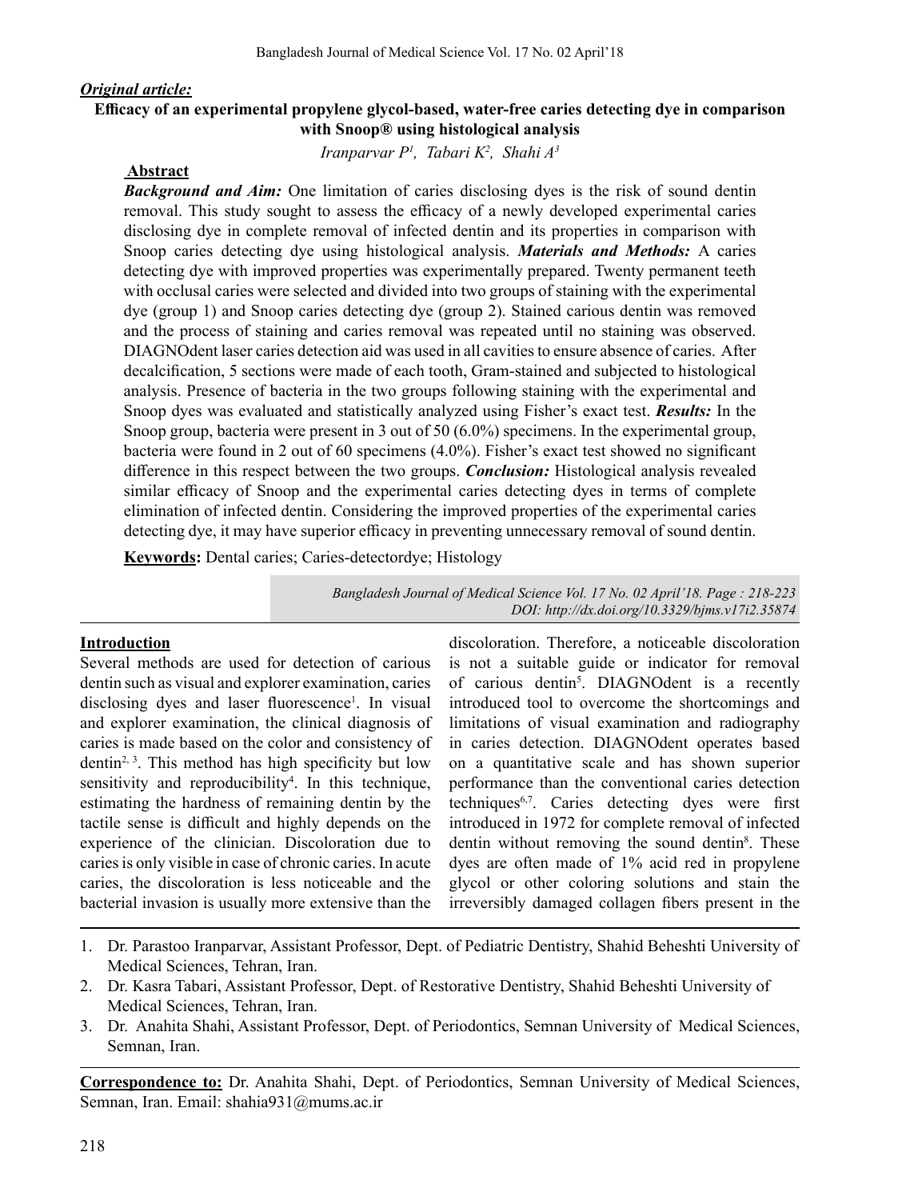***Original article:***

# Efficacy of an experimental propylene glycol-based, water-free caries detecting dye in comparison with Snoop® using histological analysis

*Iranparvar P[1], Tabari K[2], Shahi A[3]*

## Abstract

***Background and Aim:*** One limitation of caries disclosing dyes is the risk of sound dentin removal. This study sought to assess the efficacy of a newly developed experimental caries disclosing dye in complete removal of infected dentin and its properties in comparison with Snoop caries detecting dye using histological analysis. ***Materials and Methods:*** A caries detecting dye with improved properties was experimentally prepared. Twenty permanent teeth with occlusal caries were selected and divided into two groups of staining with the experimental dye (group 1) and Snoop caries detecting dye (group 2). Stained carious dentin was removed and the process of staining and caries removal was repeated until no staining was observed. DIAGNOdent laser caries detection aid was used in all cavities to ensure absence of caries. After decalcification, 5 sections were made of each tooth, Gram-stained and subjected to histological analysis. Presence of bacteria in the two groups following staining with the experimental and Snoop dyes was evaluated and statistically analyzed using Fisher's exact test. ***Results:*** In the Snoop group, bacteria were present in 3 out of 50 (6.0%) specimens. In the experimental group, bacteria were found in 2 out of 60 specimens (4.0%). Fisher's exact test showed no significant difference in this respect between the two groups. ***Conclusion:*** Histological analysis revealed similar efficacy of Snoop and the experimental caries detecting dyes in terms of complete elimination of infected dentin. Considering the improved properties of the experimental caries detecting dye, it may have superior efficacy in preventing unnecessary removal of sound dentin.

**Keywords:** Dental caries; Caries-detectordye; Histology

*Bangladesh Journal of Medical Science Vol. 17 No. 02 April'18. Page : 218-223*
*DOI: http://dx.doi.org/10.3329/bjms.v17i2.35874*

## Introduction

Several methods are used for detection of carious dentin such as visual and explorer examination, caries disclosing dyes and laser fluorescence[1]. In visual and explorer examination, the clinical diagnosis of caries is made based on the color and consistency of dentin[2, 3]. This method has high specificity but low sensitivity and reproducibility[4]. In this technique, estimating the hardness of remaining dentin by the tactile sense is difficult and highly depends on the experience of the clinician. Discoloration due to caries is only visible in case of chronic caries. In acute caries, the discoloration is less noticeable and the bacterial invasion is usually more extensive than the discoloration. Therefore, a noticeable discoloration is not a suitable guide or indicator for removal of carious dentin[5]. DIAGNOdent is a recently introduced tool to overcome the shortcomings and limitations of visual examination and radiography in caries detection. DIAGNOdent operates based on a quantitative scale and has shown superior performance than the conventional caries detection techniques[6,7]. Caries detecting dyes were first introduced in 1972 for complete removal of infected dentin without removing the sound dentin[8]. These dyes are often made of 1% acid red in propylene glycol or other coloring solutions and stain the irreversibly damaged collagen fibers present in the

---

1. Dr. Parastoo Iranparvar, Assistant Professor, Dept. of Pediatric Dentistry, Shahid Beheshti University of Medical Sciences, Tehran, Iran.
2. Dr. Kasra Tabari, Assistant Professor, Dept. of Restorative Dentistry, Shahid Beheshti University of Medical Sciences, Tehran, Iran.
3. Dr. Anahita Shahi, Assistant Professor, Dept. of Periodontics, Semnan University of Medical Sciences, Semnan, Iran.

**Correspondence to:** Dr. Anahita Shahi, Dept. of Periodontics, Semnan University of Medical Sciences, Semnan, Iran. Email: shahia931@mums.ac.ir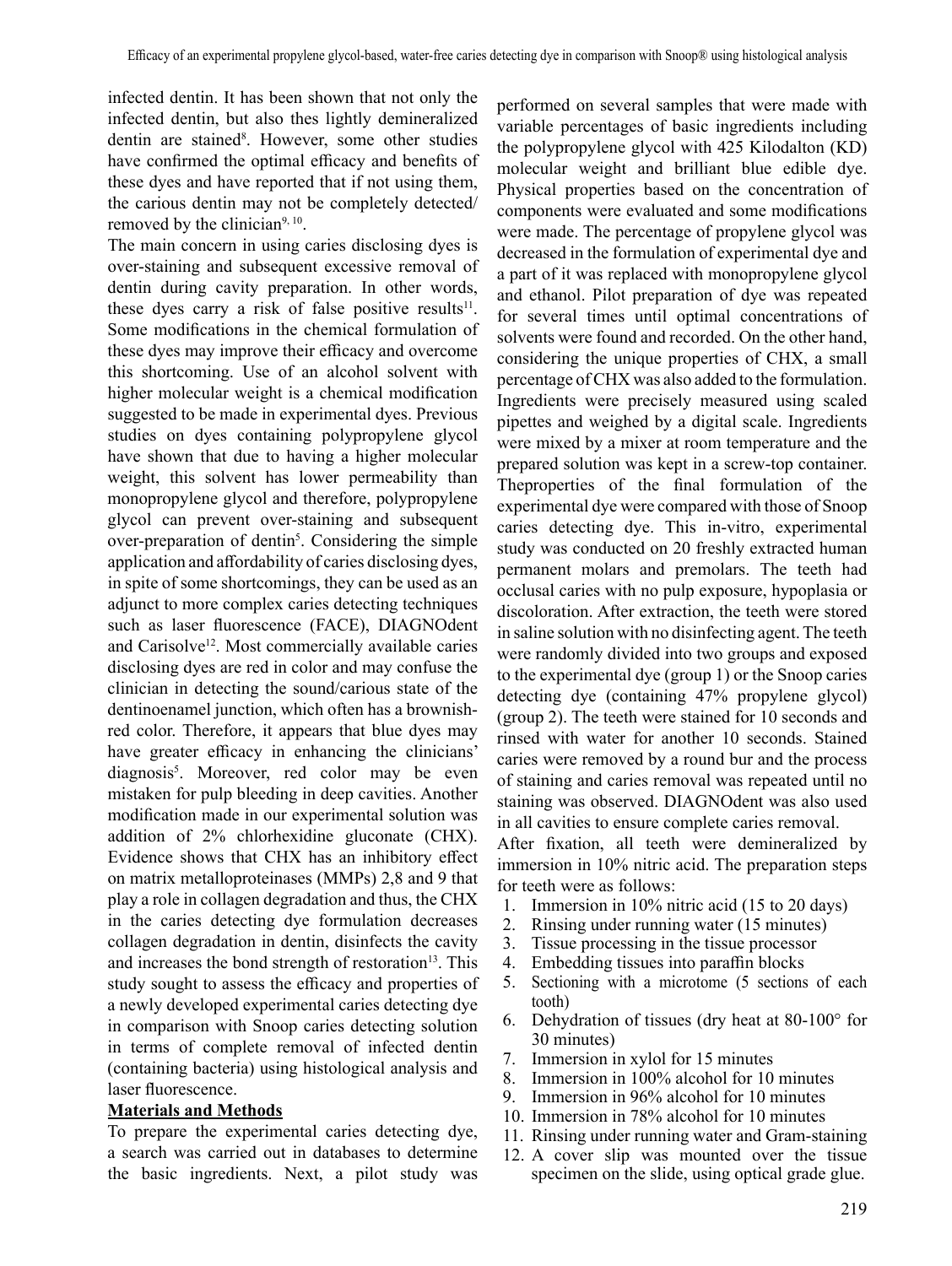infected dentin. It has been shown that not only the infected dentin, but also thes lightly demineralized dentin are stained[8]. However, some other studies have confirmed the optimal efficacy and benefits of these dyes and have reported that if not using them, the carious dentin may not be completely detected/ removed by the clinician[9, 10].

The main concern in using caries disclosing dyes is over-staining and subsequent excessive removal of dentin during cavity preparation. In other words, these dyes carry a risk of false positive results[11]. Some modifications in the chemical formulation of these dyes may improve their efficacy and overcome this shortcoming. Use of an alcohol solvent with higher molecular weight is a chemical modification suggested to be made in experimental dyes. Previous studies on dyes containing polypropylene glycol have shown that due to having a higher molecular weight, this solvent has lower permeability than monopropylene glycol and therefore, polypropylene glycol can prevent over-staining and subsequent over-preparation of dentin[5]. Considering the simple application and affordability of caries disclosing dyes, in spite of some shortcomings, they can be used as an adjunct to more complex caries detecting techniques such as laser fluorescence (FACE), DIAGNOdent and Carisolve[12]. Most commercially available caries disclosing dyes are red in color and may confuse the clinician in detecting the sound/carious state of the dentinoenamel junction, which often has a brownish-red color. Therefore, it appears that blue dyes may have greater efficacy in enhancing the clinicians' diagnosis[5]. Moreover, red color may be even mistaken for pulp bleeding in deep cavities. Another modification made in our experimental solution was addition of 2% chlorhexidine gluconate (CHX). Evidence shows that CHX has an inhibitory effect on matrix metalloproteinases (MMPs) 2,8 and 9 that play a role in collagen degradation and thus, the CHX in the caries detecting dye formulation decreases collagen degradation in dentin, disinfects the cavity and increases the bond strength of restoration[13]. This study sought to assess the efficacy and properties of a newly developed experimental caries detecting dye in comparison with Snoop caries detecting solution in terms of complete removal of infected dentin (containing bacteria) using histological analysis and laser fluorescence.

## Materials and Methods

To prepare the experimental caries detecting dye, a search was carried out in databases to determine the basic ingredients. Next, a pilot study was performed on several samples that were made with variable percentages of basic ingredients including the polypropylene glycol with 425 Kilodalton (KD) molecular weight and brilliant blue edible dye. Physical properties based on the concentration of components were evaluated and some modifications were made. The percentage of propylene glycol was decreased in the formulation of experimental dye and a part of it was replaced with monopropylene glycol and ethanol. Pilot preparation of dye was repeated for several times until optimal concentrations of solvents were found and recorded. On the other hand, considering the unique properties of CHX, a small percentage of CHX was also added to the formulation. Ingredients were precisely measured using scaled pipettes and weighed by a digital scale. Ingredients were mixed by a mixer at room temperature and the prepared solution was kept in a screw-top container. Theproperties of the final formulation of the experimental dye were compared with those of Snoop caries detecting dye. This in-vitro, experimental study was conducted on 20 freshly extracted human permanent molars and premolars. The teeth had occlusal caries with no pulp exposure, hypoplasia or discoloration. After extraction, the teeth were stored in saline solution with no disinfecting agent. The teeth were randomly divided into two groups and exposed to the experimental dye (group 1) or the Snoop caries detecting dye (containing 47% propylene glycol) (group 2). The teeth were stained for 10 seconds and rinsed with water for another 10 seconds. Stained caries were removed by a round bur and the process of staining and caries removal was repeated until no staining was observed. DIAGNOdent was also used in all cavities to ensure complete caries removal.

After fixation, all teeth were demineralized by immersion in 10% nitric acid. The preparation steps for teeth were as follows:

1. Immersion in 10% nitric acid (15 to 20 days)
2. Rinsing under running water (15 minutes)
3. Tissue processing in the tissue processor
4. Embedding tissues into paraffin blocks
5. Sectioning with a microtome (5 sections of each tooth)
6. Dehydration of tissues (dry heat at 80-100° for 30 minutes)
7. Immersion in xylol for 15 minutes
8. Immersion in 100% alcohol for 10 minutes
9. Immersion in 96% alcohol for 10 minutes
10. Immersion in 78% alcohol for 10 minutes
11. Rinsing under running water and Gram-staining
12. A cover slip was mounted over the tissue specimen on the slide, using optical grade glue.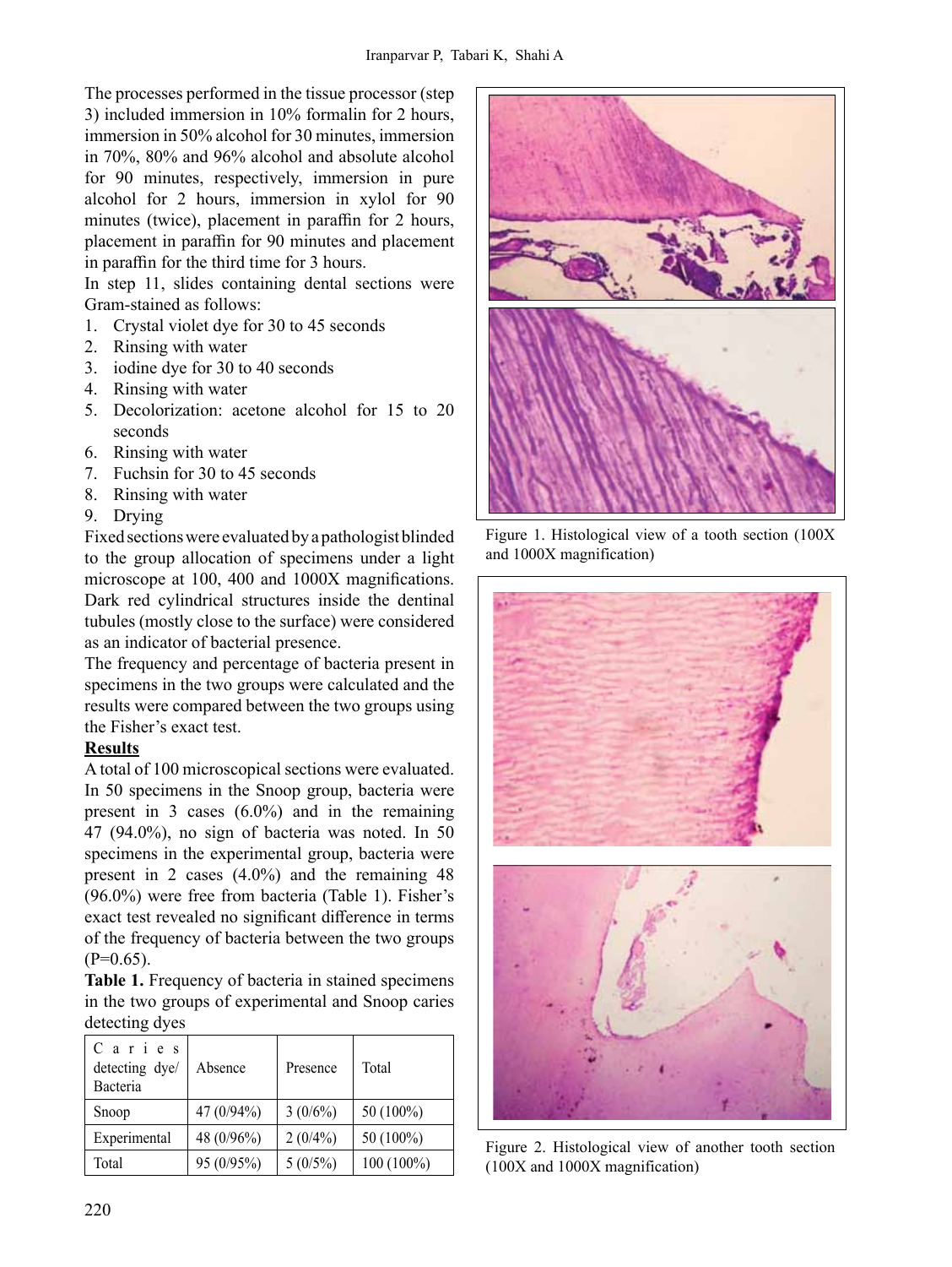The processes performed in the tissue processor (step 3) included immersion in 10% formalin for 2 hours, immersion in 50% alcohol for 30 minutes, immersion in 70%, 80% and 96% alcohol and absolute alcohol for 90 minutes, respectively, immersion in pure alcohol for 2 hours, immersion in xylol for 90 minutes (twice), placement in paraffin for 2 hours, placement in paraffin for 90 minutes and placement in paraffin for the third time for 3 hours.

In step 11, slides containing dental sections were Gram-stained as follows:

1. Crystal violet dye for 30 to 45 seconds
2. Rinsing with water
3. iodine dye for 30 to 40 seconds
4. Rinsing with water
5. Decolorization: acetone alcohol for 15 to 20 seconds
6. Rinsing with water
7. Fuchsin for 30 to 45 seconds
8. Rinsing with water
9. Drying

Fixed sections were evaluated by a pathologist blinded to the group allocation of specimens under a light microscope at 100, 400 and 1000X magnifications. Dark red cylindrical structures inside the dentinal tubules (mostly close to the surface) were considered as an indicator of bacterial presence.

The frequency and percentage of bacteria present in specimens in the two groups were calculated and the results were compared between the two groups using the Fisher's exact test.

## Results

A total of 100 microscopical sections were evaluated. In 50 specimens in the Snoop group, bacteria were present in 3 cases (6.0%) and in the remaining 47 (94.0%), no sign of bacteria was noted. In 50 specimens in the experimental group, bacteria were present in 2 cases (4.0%) and the remaining 48 (96.0%) were free from bacteria (Table 1). Fisher's exact test revealed no significant difference in terms of the frequency of bacteria between the two groups (P=0.65).

**Table 1.** Frequency of bacteria in stained specimens in the two groups of experimental and Snoop caries detecting dyes

| Caries detecting dye/ Bacteria | Absence | Presence | Total |
|---|---|---|---|
| Snoop | 47 (0/94%) | 3 (0/6%) | 50 (100%) |
| Experimental | 48 (0/96%) | 2 (0/4%) | 50 (100%) |
| Total | 95 (0/95%) | 5 (0/5%) | 100 (100%) |

Figure 1. Histological view of a tooth section (100X and 1000X magnification)

Figure 2. Histological view of another tooth section (100X and 1000X magnification)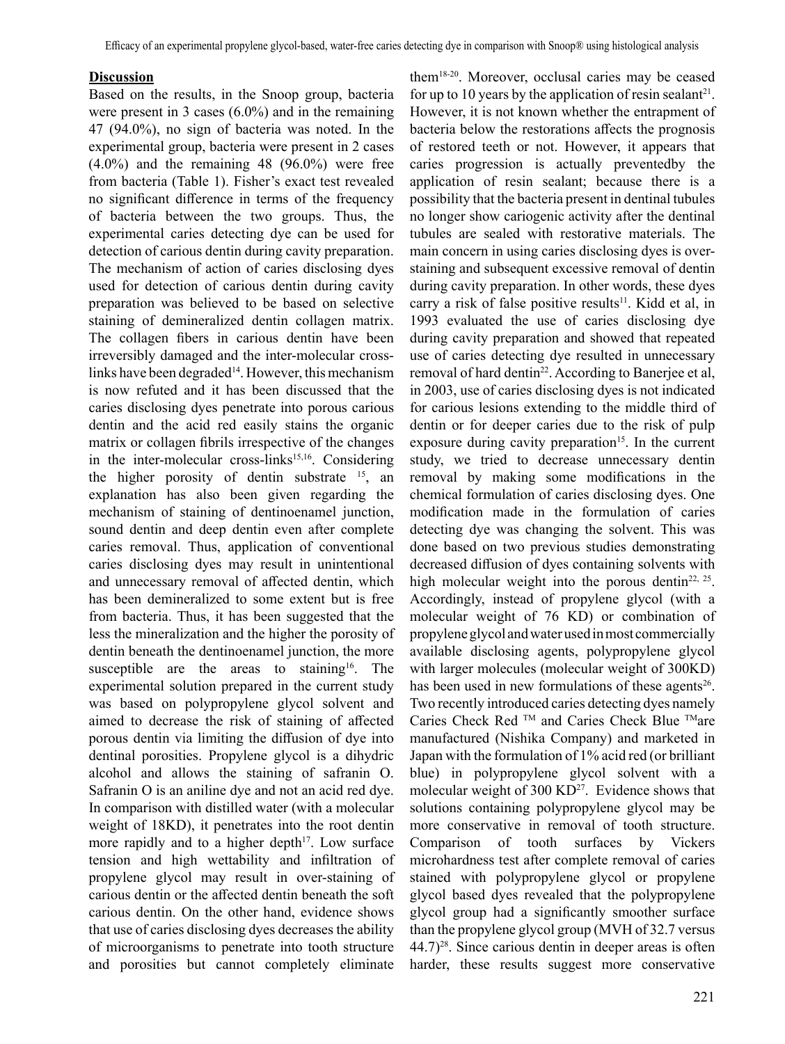**Discussion**

Based on the results, in the Snoop group, bacteria were present in 3 cases (6.0%) and in the remaining 47 (94.0%), no sign of bacteria was noted. In the experimental group, bacteria were present in 2 cases (4.0%) and the remaining 48 (96.0%) were free from bacteria (Table 1). Fisher's exact test revealed no significant difference in terms of the frequency of bacteria between the two groups. Thus, the experimental caries detecting dye can be used for detection of carious dentin during cavity preparation. The mechanism of action of caries disclosing dyes used for detection of carious dentin during cavity preparation was believed to be based on selective staining of demineralized dentin collagen matrix. The collagen fibers in carious dentin have been irreversibly damaged and the inter-molecular cross-links have been degraded[14]. However, this mechanism is now refuted and it has been discussed that the caries disclosing dyes penetrate into porous carious dentin and the acid red easily stains the organic matrix or collagen fibrils irrespective of the changes in the inter-molecular cross-links[15,16]. Considering the higher porosity of dentin substrate [15], an explanation has also been given regarding the mechanism of staining of dentinoenamel junction, sound dentin and deep dentin even after complete caries removal. Thus, application of conventional caries disclosing dyes may result in unintentional and unnecessary removal of affected dentin, which has been demineralized to some extent but is free from bacteria. Thus, it has been suggested that the less the mineralization and the higher the porosity of dentin beneath the dentinoenamel junction, the more susceptible are the areas to staining[16]. The experimental solution prepared in the current study was based on polypropylene glycol solvent and aimed to decrease the risk of staining of affected porous dentin via limiting the diffusion of dye into dentinal porosities. Propylene glycol is a dihydric alcohol and allows the staining of safranin O. Safranin O is an aniline dye and not an acid red dye. In comparison with distilled water (with a molecular weight of 18KD), it penetrates into the root dentin more rapidly and to a higher depth[17]. Low surface tension and high wettability and infiltration of propylene glycol may result in over-staining of carious dentin or the affected dentin beneath the soft carious dentin. On the other hand, evidence shows that use of caries disclosing dyes decreases the ability of microorganisms to penetrate into tooth structure and porosities but cannot completely eliminate them[18-20]. Moreover, occlusal caries may be ceased for up to 10 years by the application of resin sealant[21]. However, it is not known whether the entrapment of bacteria below the restorations affects the prognosis of restored teeth or not. However, it appears that caries progression is actually preventedby the application of resin sealant; because there is a possibility that the bacteria present in dentinal tubules no longer show cariogenic activity after the dentinal tubules are sealed with restorative materials. The main concern in using caries disclosing dyes is over-staining and subsequent excessive removal of dentin during cavity preparation. In other words, these dyes carry a risk of false positive results[11]. Kidd et al, in 1993 evaluated the use of caries disclosing dye during cavity preparation and showed that repeated use of caries detecting dye resulted in unnecessary removal of hard dentin[22]. According to Banerjee et al, in 2003, use of caries disclosing dyes is not indicated for carious lesions extending to the middle third of dentin or for deeper caries due to the risk of pulp exposure during cavity preparation[15]. In the current study, we tried to decrease unnecessary dentin removal by making some modifications in the chemical formulation of caries disclosing dyes. One modification made in the formulation of caries detecting dye was changing the solvent. This was done based on two previous studies demonstrating decreased diffusion of dyes containing solvents with high molecular weight into the porous dentin[22, 25]. Accordingly, instead of propylene glycol (with a molecular weight of 76 KD) or combination of propylene glycol and water used in most commercially available disclosing agents, polypropylene glycol with larger molecules (molecular weight of 300KD) has been used in new formulations of these agents[26]. Two recently introduced caries detecting dyes namely Caries Check Red ™ and Caries Check Blue ™are manufactured (Nishika Company) and marketed in Japan with the formulation of 1% acid red (or brilliant blue) in polypropylene glycol solvent with a molecular weight of 300 KD[27]. Evidence shows that solutions containing polypropylene glycol may be more conservative in removal of tooth structure. Comparison of tooth surfaces by Vickers microhardness test after complete removal of caries stained with polypropylene glycol or propylene glycol based dyes revealed that the polypropylene glycol group had a significantly smoother surface than the propylene glycol group (MVH of 32.7 versus 44.7)[28]. Since carious dentin in deeper areas is often harder, these results suggest more conservative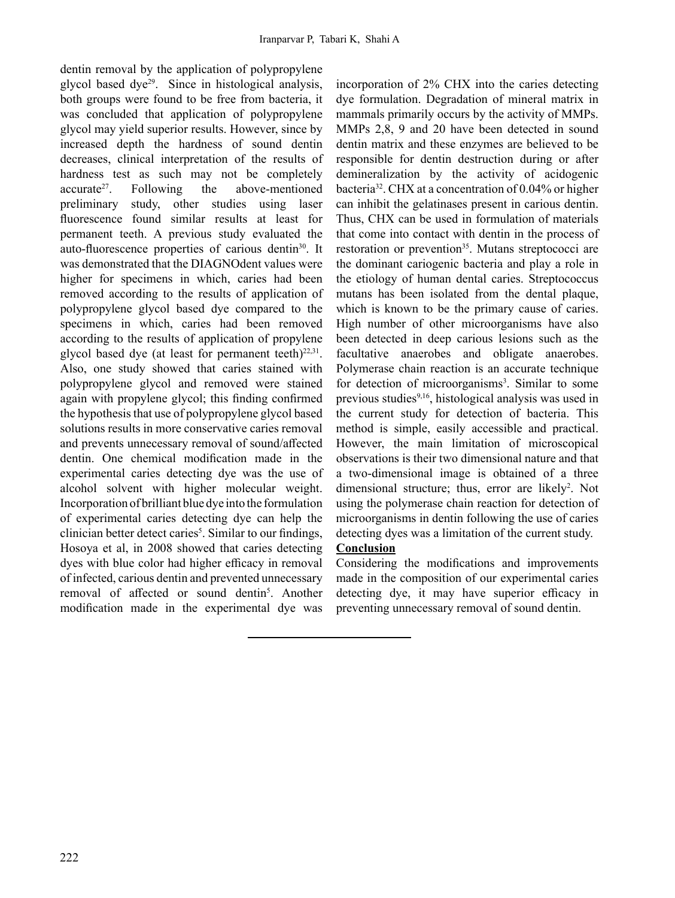dentin removal by the application of polypropylene glycol based dye[29]. Since in histological analysis, both groups were found to be free from bacteria, it was concluded that application of polypropylene glycol may yield superior results. However, since by increased depth the hardness of sound dentin decreases, clinical interpretation of the results of hardness test as such may not be completely accurate[27]. Following the above-mentioned preliminary study, other studies using laser fluorescence found similar results at least for permanent teeth. A previous study evaluated the auto-fluorescence properties of carious dentin[30]. It was demonstrated that the DIAGNOdent values were higher for specimens in which, caries had been removed according to the results of application of polypropylene glycol based dye compared to the specimens in which, caries had been removed according to the results of application of propylene glycol based dye (at least for permanent teeth)[22,31]. Also, one study showed that caries stained with polypropylene glycol and removed were stained again with propylene glycol; this finding confirmed the hypothesis that use of polypropylene glycol based solutions results in more conservative caries removal and prevents unnecessary removal of sound/affected dentin. One chemical modification made in the experimental caries detecting dye was the use of alcohol solvent with higher molecular weight. Incorporation of brilliant blue dye into the formulation of experimental caries detecting dye can help the clinician better detect caries[5]. Similar to our findings, Hosoya et al, in 2008 showed that caries detecting dyes with blue color had higher efficacy in removal of infected, carious dentin and prevented unnecessary removal of affected or sound dentin[5]. Another modification made in the experimental dye was incorporation of 2% CHX into the caries detecting dye formulation. Degradation of mineral matrix in mammals primarily occurs by the activity of MMPs. MMPs 2,8, 9 and 20 have been detected in sound dentin matrix and these enzymes are believed to be responsible for dentin destruction during or after demineralization by the activity of acidogenic bacteria[32]. CHX at a concentration of 0.04% or higher can inhibit the gelatinases present in carious dentin. Thus, CHX can be used in formulation of materials that come into contact with dentin in the process of restoration or prevention[35]. Mutans streptococci are the dominant cariogenic bacteria and play a role in the etiology of human dental caries. Streptococcus mutans has been isolated from the dental plaque, which is known to be the primary cause of caries. High number of other microorganisms have also been detected in deep carious lesions such as the facultative anaerobes and obligate anaerobes. Polymerase chain reaction is an accurate technique for detection of microorganisms[3]. Similar to some previous studies[9,16], histological analysis was used in the current study for detection of bacteria. This method is simple, easily accessible and practical. However, the main limitation of microscopical observations is their two dimensional nature and that a two-dimensional image is obtained of a three dimensional structure; thus, error are likely[2]. Not using the polymerase chain reaction for detection of microorganisms in dentin following the use of caries detecting dyes was a limitation of the current study.

## Conclusion

Considering the modifications and improvements made in the composition of our experimental caries detecting dye, it may have superior efficacy in preventing unnecessary removal of sound dentin.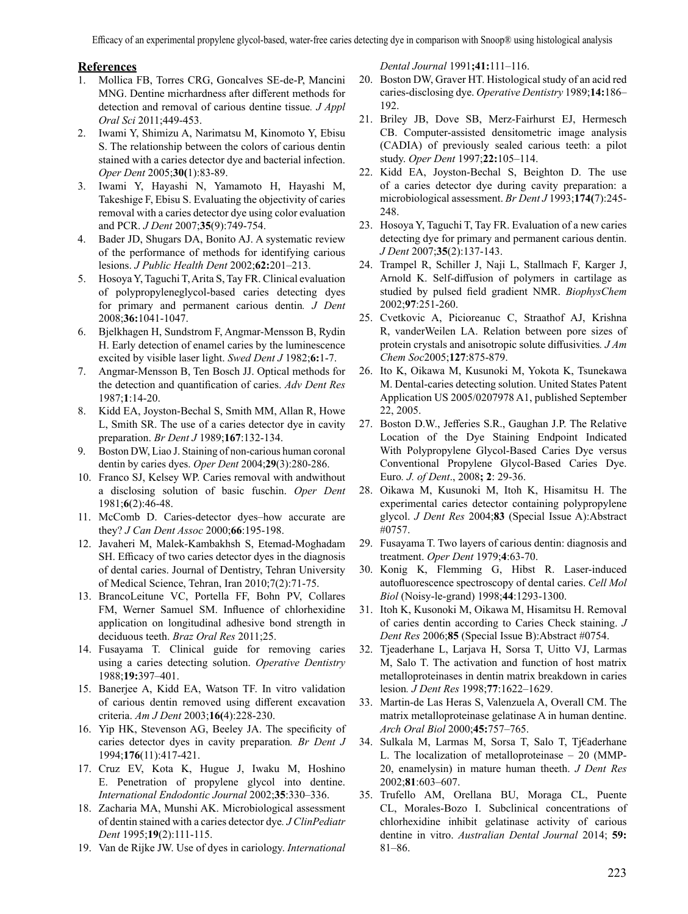## References

1. Mollica FB, Torres CRG, Goncalves SE-de-P, Mancini MNG. Dentine micrhardness after different methods for detection and removal of carious dentine tissue*. J Appl Oral Sci* 2011;449-453.
2. Iwami Y, Shimizu A, Narimatsu M, Kinomoto Y, Ebisu S. The relationship between the colors of carious dentin stained with a caries detector dye and bacterial infection. *Oper Dent* 2005;**30(**1):83-89.
3. Iwami Y, Hayashi N, Yamamoto H, Hayashi M, Takeshige F, Ebisu S. Evaluating the objectivity of caries removal with a caries detector dye using color evaluation and PCR. *J Dent* 2007;**35(**9):749-754.
4. Bader JD, Shugars DA, Bonito AJ. A systematic review of the performance of methods for identifying carious lesions. *J Public Health Dent* 2002;**62:**201–213.
5. Hosoya Y, Taguchi T, Arita S, Tay FR. Clinical evaluation of polypropyleneglycol-based caries detecting dyes for primary and permanent carious dentin*. J Dent* 2008;**36:**1041-1047.
6. Bjelkhagen H, Sundstrom F, Angmar-Mensson B, Rydin H. Early detection of enamel caries by the luminescence excited by visible laser light. *Swed Dent J* 1982;**6:**1-7.
7. Angmar-Mensson B, Ten Bosch JJ. Optical methods for the detection and quantification of caries. *Adv Dent Res* 1987;**1**:14-20.
8. Kidd EA, Joyston-Bechal S, Smith MM, Allan R, Howe L, Smith SR. The use of a caries detector dye in cavity preparation. *Br Dent J* 1989;**167**:132-134.
9. Boston DW, Liao J. Staining of non-carious human coronal dentin by caries dyes. *Oper Dent* 2004;**29**(3):280-286.
10. Franco SJ, Kelsey WP. Caries removal with andwithout a disclosing solution of basic fuschin. *Oper Dent* 1981;**6**(2):46-48.
11. McComb D. Caries-detector dyes–how accurate are they? *J Can Dent Assoc* 2000;**66**:195-198.
12. Javaheri M, Malek-Kambakhsh S, Etemad-Moghadam SH. Efficacy of two caries detector dyes in the diagnosis of dental caries. Journal of Dentistry, Tehran University of Medical Science, Tehran, Iran 2010;7(2):71-75.
13. BrancoLeitune VC, Portella FF, Bohn PV, Collares FM, Werner Samuel SM. Influence of chlorhexidine application on longitudinal adhesive bond strength in deciduous teeth. *Braz Oral Res* 2011;25.
14. Fusayama T. Clinical guide for removing caries using a caries detecting solution. *Operative Dentistry* 1988;**19:**397–401.
15. Banerjee A, Kidd EA, Watson TF. In vitro validation of carious dentin removed using different excavation criteria. *Am J Dent* 2003;**16(**4):228-230.
16. Yip HK, Stevenson AG, Beeley JA. The specificity of caries detector dyes in cavity preparation*. Br Dent J* 1994;**176**(11):417-421.
17. Cruz EV, Kota K, Hugue J, Iwaku M, Hoshino E. Penetration of propylene glycol into dentine. *International Endodontic Journal* 2002;**35**:330–336.
18. Zacharia MA, Munshi AK. Microbiological assessment of dentin stained with a caries detector dye*. J ClinPediatr Dent* 1995;**19**(2):111-115.
19. Van de Rijke JW. Use of dyes in cariology. *International Dental Journal* 1991**;41:**111–116.
20. Boston DW, Graver HT. Histological study of an acid red caries-disclosing dye. *Operative Dentistry* 1989;**14:**186–192.
21. Briley JB, Dove SB, Merz-Fairhurst EJ, Hermesch CB. Computer-assisted densitometric image analysis (CADIA) of previously sealed carious teeth: a pilot study. *Oper Dent* 1997;**22:**105–114.
22. Kidd EA, Joyston-Bechal S, Beighton D. The use of a caries detector dye during cavity preparation: a microbiological assessment. *Br Dent J* 1993;**174(**7):245-248.
23. Hosoya Y, Taguchi T, Tay FR. Evaluation of a new caries detecting dye for primary and permanent carious dentin. *J Dent* 2007;**35**(2):137-143.
24. Trampel R, Schiller J, Naji L, Stallmach F, Karger J, Arnold K. Self-diffusion of polymers in cartilage as studied by pulsed field gradient NMR. *BiophysChem* 2002;**97**:251-260.
25. Cvetkovic A, Picioreanuc C, Straathof AJ, Krishna R, vanderWeilen LA. Relation between pore sizes of protein crystals and anisotropic solute diffusivities*. J Am Chem Soc*2005;**127**:875-879.
26. Ito K, Oikawa M, Kusunoki M, Yokota K, Tsunekawa M. Dental-caries detecting solution. United States Patent Application US 2005/0207978 A1, published September 22, 2005.
27. Boston D.W., Jefferies S.R., Gaughan J.P. The Relative Location of the Dye Staining Endpoint Indicated With Polypropylene Glycol-Based Caries Dye versus Conventional Propylene Glycol-Based Caries Dye. Euro*. J. of Dent*., 2008**; 2**: 29-36.
28. Oikawa M, Kusunoki M, Itoh K, Hisamitsu H. The experimental caries detector containing polypropylene glycol. *J Dent Res* 2004;**83** (Special Issue A):Abstract #0757.
29. Fusayama T. Two layers of carious dentin: diagnosis and treatment. *Oper Dent* 1979;**4**:63-70.
30. Konig K, Flemming G, Hibst R. Laser-induced autofluorescence spectroscopy of dental caries. *Cell Mol Biol* (Noisy-le-grand) 1998;**44**:1293-1300.
31. Itoh K, Kusonoki M, Oikawa M, Hisamitsu H. Removal of caries dentin according to Caries Check staining. *J Dent Res* 2006;**85** (Special Issue B):Abstract #0754.
32. Tjeaderhane L, Larjava H, Sorsa T, Uitto VJ, Larmas M, Salo T. The activation and function of host matrix metalloproteinases in dentin matrix breakdown in caries lesion*. J Dent Res* 1998;**77**:1622–1629.
33. Martin-de Las Heras S, Valenzuela A, Overall CM. The matrix metalloproteinase gelatinase A in human dentine. *Arch Oral Biol* 2000;**45:**757–765.
34. Sulkala M, Larmas M, Sorsa T, Salo T, Tj€aderhane L. The localization of metalloproteinase – 20 (MMP-20, enamelysin) in mature human theeth. *J Dent Res* 2002;**81**:603–607.
35. Trufello AM, Orellana BU, Moraga CL, Puente CL, Morales-Bozo I. Subclinical concentrations of chlorhexidine inhibit gelatinase activity of carious dentine in vitro. *Australian Dental Journal* 2014; **59:** 81–86.